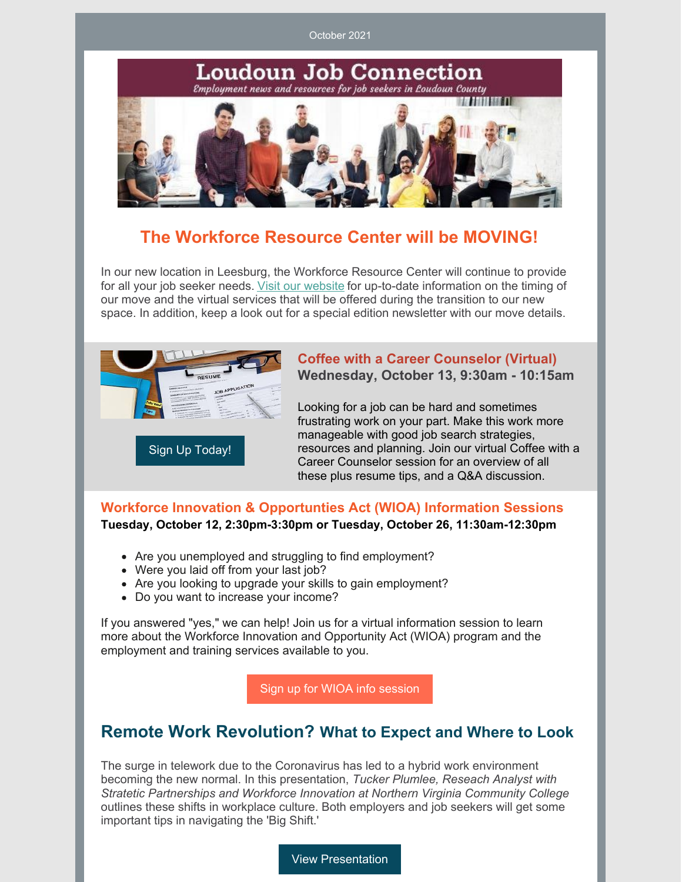October 2021

# Loudoun Job Connection

*Employment news and resources for job seekers in Loudoun County*

## The Workforce Resource Center will be MOVING!

In our new location in Leesburg, the Workforce Resource Center will continue to provide for all your job seeker needs. [Visit our website] for up-to-date information on the timing of our move and the virtual services that will be offered during the transition to our new space. In addition, keep a look out for a special edition newsletter with our move details.

### Coffee with a Career Counselor (Virtual)

**Wednesday, October 13, 9:30am - 10:15am**

Looking for a job can be hard and sometimes frustrating work on your part. Make this work more manageable with good job search strategies, resources and planning. Join our virtual Coffee with a Career Counselor session for an overview of all these plus resume tips, and a Q&A discussion.

Sign Up Today!

### Workforce Innovation & Opportunties Act (WIOA) Information Sessions

**Tuesday, October 12, 2:30pm-3:30pm or Tuesday, October 26, 11:30am-12:30pm**

- Are you unemployed and struggling to find employment?
- Were you laid off from your last job?
- Are you looking to upgrade your skills to gain employment?
- Do you want to increase your income?

If you answered "yes," we can help! Join us for a virtual information session to learn more about the Workforce Innovation and Opportunity Act (WIOA) program and the employment and training services available to you.

Sign up for WIOA info session

## Remote Work Revolution? What to Expect and Where to Look

The surge in telework due to the Coronavirus has led to a hybrid work environment becoming the new normal. In this presentation, *Tucker Plumlee, Reseach Analyst with Stratetic Partnerships and Workforce Innovation at Northern Virginia Community College* outlines these shifts in workplace culture. Both employers and job seekers will get some important tips in navigating the 'Big Shift.'

View Presentation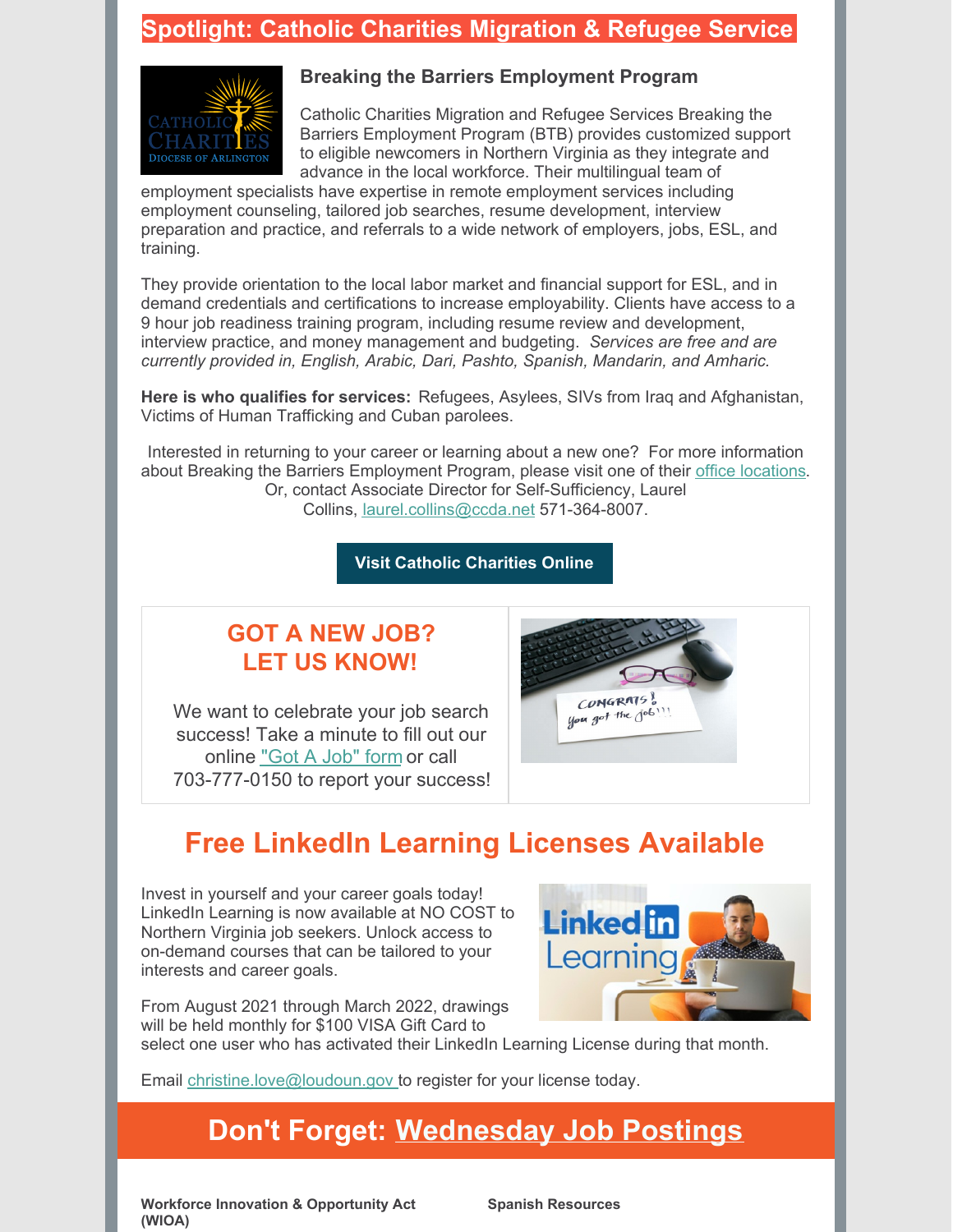## Spotlight: Catholic Charities Migration & Refugee Service

### Breaking the Barriers Employment Program

Catholic Charities Migration and Refugee Services Breaking the Barriers Employment Program (BTB) provides customized support to eligible newcomers in Northern Virginia as they integrate and advance in the local workforce. Their multilingual team of employment specialists have expertise in remote employment services including employment counseling, tailored job searches, resume development, interview preparation and practice, and referrals to a wide network of employers, jobs, ESL, and training.

They provide orientation to the local labor market and financial support for ESL, and in demand credentials and certifications to increase employability. Clients have access to a 9 hour job readiness training program, including resume review and development, interview practice, and money management and budgeting. *Services are free and are currently provided in, English, Arabic, Dari, Pashto, Spanish, Mandarin, and Amharic.*

**Here is who qualifies for services:** Refugees, Asylees, SIVs from Iraq and Afghanistan, Victims of Human Trafficking and Cuban parolees.

Interested in returning to your career or learning about a new one? For more information about Breaking the Barriers Employment Program, please visit one of their office locations. Or, contact Associate Director for Self-Sufficiency, Laurel Collins, laurel.collins@ccda.net 571-364-8007.

**Visit Catholic Charities Online**

## GOT A NEW JOB? LET US KNOW!

We want to celebrate your job search success! Take a minute to fill out our online "Got A Job" form or call 703-777-0150 to report your success!

## Free LinkedIn Learning Licenses Available

Invest in yourself and your career goals today! LinkedIn Learning is now available at NO COST to Northern Virginia job seekers. Unlock access to on-demand courses that can be tailored to your interests and career goals.

From August 2021 through March 2022, drawings will be held monthly for $100 VISA Gift Card to select one user who has activated their LinkedIn Learning License during that month.

Email christine.love@loudoun.gov to register for your license today.

## Don't Forget: Wednesday Job Postings

**Workforce Innovation & Opportunity Act (WIOA)**

**Spanish Resources**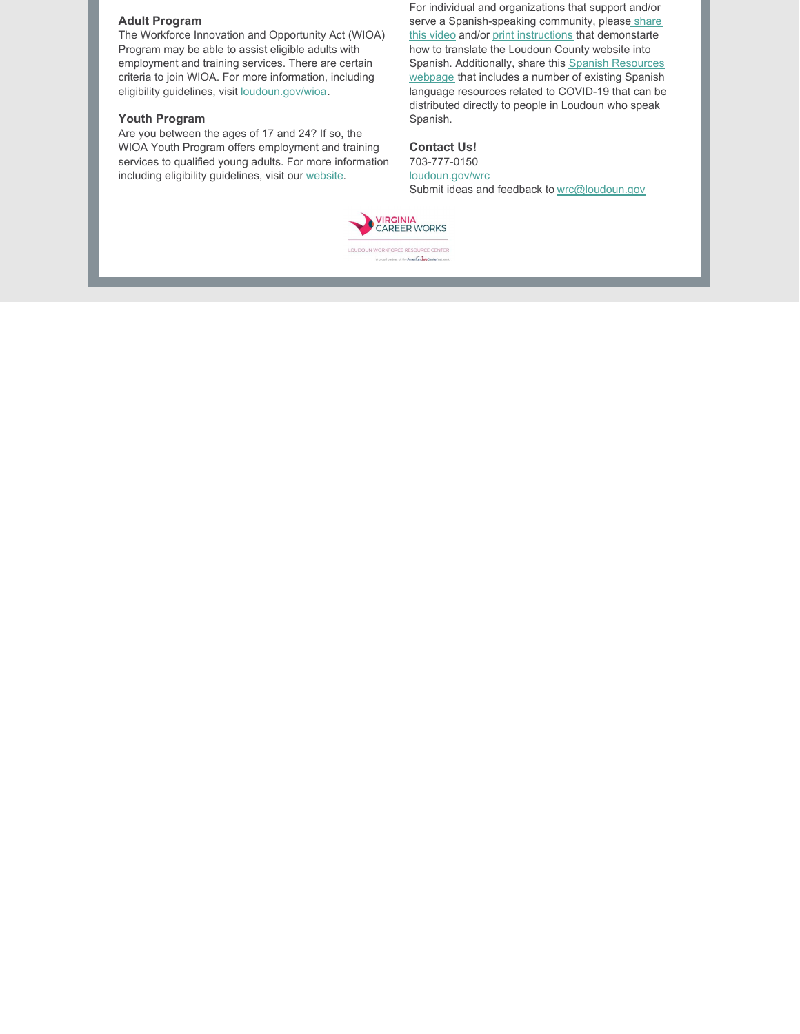### Adult Program

The Workforce Innovation and Opportunity Act (WIOA) Program may be able to assist eligible adults with employment and training services. There are certain criteria to join WIOA. For more information, including eligibility guidelines, visit loudoun.gov/wioa.

### Youth Program

Are you between the ages of 17 and 24? If so, the WIOA Youth Program offers employment and training services to qualified young adults. For more information including eligibility guidelines, visit our website.

For individual and organizations that support and/or serve a Spanish-speaking community, please share this video and/or print instructions that demonstarte how to translate the Loudoun County website into Spanish. Additionally, share this Spanish Resources webpage that includes a number of existing Spanish language resources related to COVID-19 that can be distributed directly to people in Loudoun who speak Spanish.

### Contact Us!

703-777-0150
loudoun.gov/wrc
Submit ideas and feedback to wrc@loudoun.gov

VIRGINIA CAREER WORKS
LOUDOUN WORKFORCE RESOURCE CENTER
A proud partner of the AmericanJobCenter network